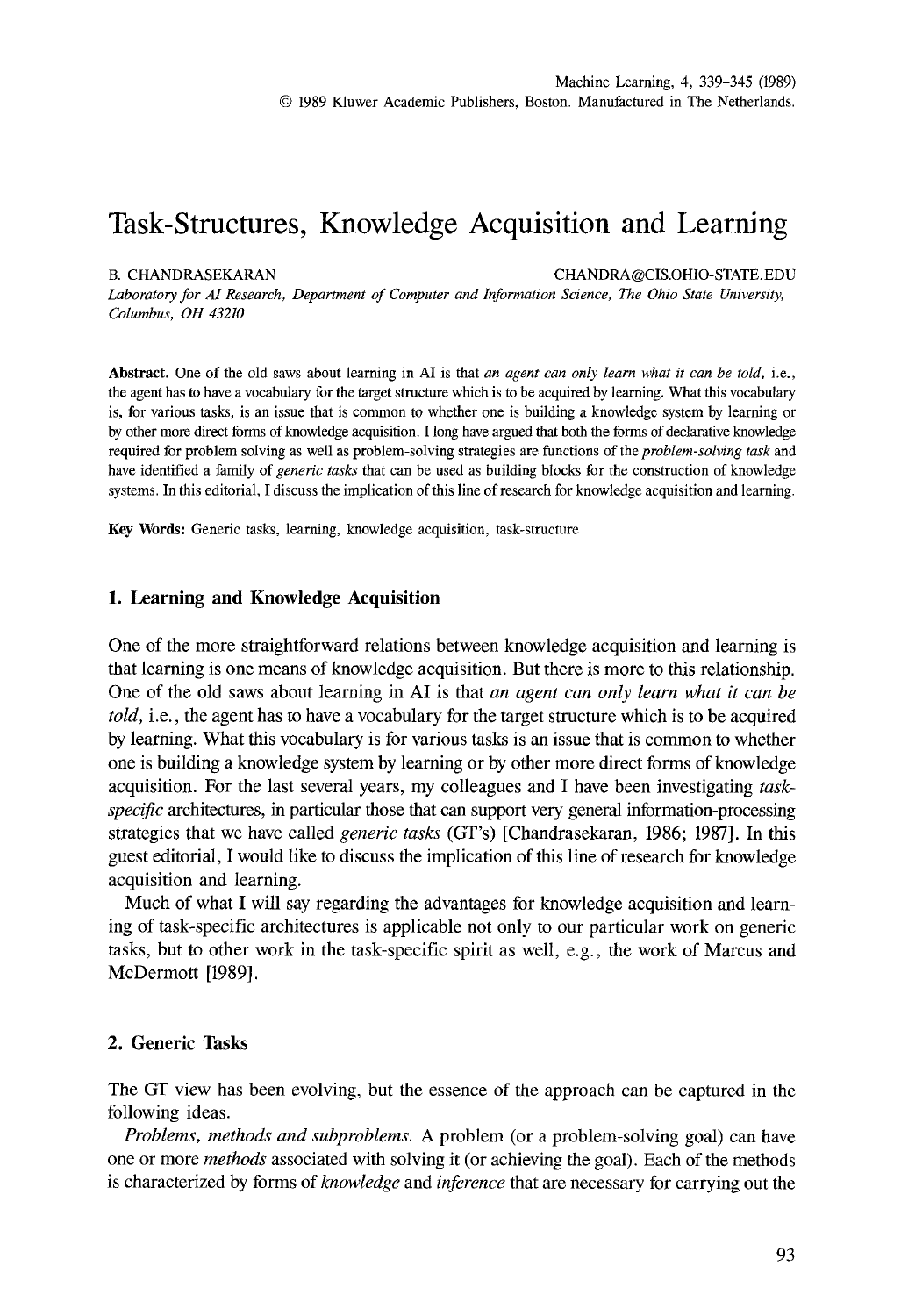# Task-Structures, Knowledge Acquisition and Learning

B. CHANDRASEKARAN CHANDRA@CIS.OHIO-STATE.EDU

*Laboratory for AI Research, Department of Computer and Information Science, The Ohio State University, Columbus, OH 43210*

**Abstract.** One of the old saws about learning in AI is that *an agent can only learn what it can be told,* i.e., the agent has to have a vocabulary for the target structure which is to be acquired by learning. What this vocabulary is, for various tasks, is an issue that is common to whether one is building a knowledge system by learning or by other more direct forms of knowledge acquisition. I long have argued that both the forms of declarative knowledge required for problem solving as well as problem-solving strategies are functions of the *problem-solving task* and have identified a family of *generic tasks* that can be used as building blocks for the construction of knowledge systems. In this editorial, I discuss the implication of this line of research for knowledge acquisition and learning.

**Key Words:** Generic tasks, learning, knowledge acquisition, task-structure

## 1. Learning and Knowledge Acquisition

One of the more straightforward relations between knowledge acquisition and learning is that learning is one means of knowledge acquisition. But there is more to this relationship. One of the old saws about learning in AI is that *an agent can only learn what it can be told,* i.e., the agent has to have a vocabulary for the target structure which is to be acquired by learning. What this vocabulary is for various tasks is an issue that is common to whether one is building a knowledge system by learning or by other more direct forms of knowledge acquisition. For the last several years, my colleagues and I have been investigating *task-specific* architectures, in particular those that can support very general information-processing strategies that we have called *generic tasks* (GT's) [Chandrasekaran, 1986; 1987]. In this guest editorial, I would like to discuss the implication of this line of research for knowledge acquisition and learning.

Much of what I will say regarding the advantages for knowledge acquisition and learning of task-specific architectures is applicable not only to our particular work on generic tasks, but to other work in the task-specific spirit as well, e.g., the work of Marcus and McDermott [1989].

## 2. Generic Tasks

The GT view has been evolving, but the essence of the approach can be captured in the following ideas.

*Problems, methods and subproblems.* A problem (or a problem-solving goal) can have one or more *methods* associated with solving it (or achieving the goal). Each of the methods is characterized by forms of *knowledge* and *inference* that are necessary for carrying out the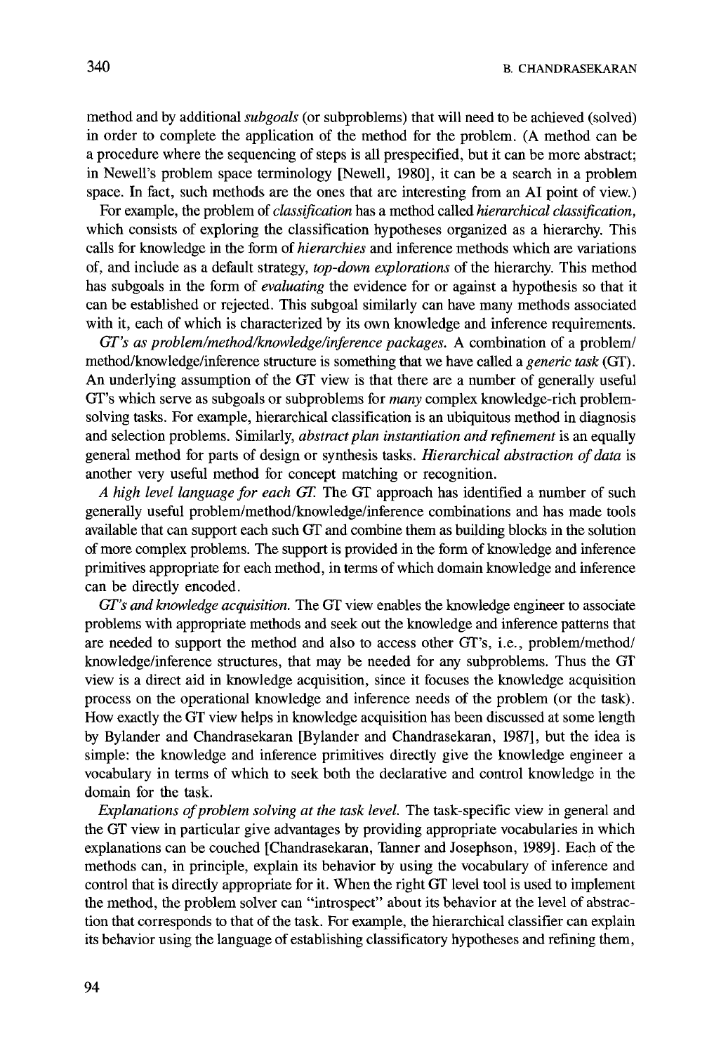method and by additional *subgoals* (or subproblems) that will need to be achieved (solved) in order to complete the application of the method for the problem. (A method can be a procedure where the sequencing of steps is all prespecified, but it can be more abstract; in Newell's problem space terminology [Newell, 1980], it can be a search in a problem space. In fact, such methods are the ones that are interesting from an AI point of view.)

For example, the problem of *classification* has a method called *hierarchical classification*, which consists of exploring the classification hypotheses organized as a hierarchy. This calls for knowledge in the form of *hierarchies* and inference methods which are variations of, and include as a default strategy, *top-down explorations* of the hierarchy. This method has subgoals in the form of *evaluating* the evidence for or against a hypothesis so that it can be established or rejected. This subgoal similarly can have many methods associated with it, each of which is characterized by its own knowledge and inference requirements.

*GT's as problem/method/knowledge/inference packages.* A combination of a problem/method/knowledge/inference structure is something that we have called a *generic task* (GT). An underlying assumption of the GT view is that there are a number of generally useful GT's which serve as subgoals or subproblems for *many* complex knowledge-rich problem-solving tasks. For example, hierarchical classification is an ubiquitous method in diagnosis and selection problems. Similarly, *abstract plan instantiation and refinement* is an equally general method for parts of design or synthesis tasks. *Hierarchical abstraction of data* is another very useful method for concept matching or recognition.

*A high level language for each GT.* The GT approach has identified a number of such generally useful problem/method/knowledge/inference combinations and has made tools available that can support each such GT and combine them as building blocks in the solution of more complex problems. The support is provided in the form of knowledge and inference primitives appropriate for each method, in terms of which domain knowledge and inference can be directly encoded.

*GT's and knowledge acquisition.* The GT view enables the knowledge engineer to associate problems with appropriate methods and seek out the knowledge and inference patterns that are needed to support the method and also to access other GT's, i.e., problem/method/knowledge/inference structures, that may be needed for any subproblems. Thus the GT view is a direct aid in knowledge acquisition, since it focuses the knowledge acquisition process on the operational knowledge and inference needs of the problem (or the task). How exactly the GT view helps in knowledge acquisition has been discussed at some length by Bylander and Chandrasekaran [Bylander and Chandrasekaran, 1987], but the idea is simple: the knowledge and inference primitives directly give the knowledge engineer a vocabulary in terms of which to seek both the declarative and control knowledge in the domain for the task.

*Explanations of problem solving at the task level.* The task-specific view in general and the GT view in particular give advantages by providing appropriate vocabularies in which explanations can be couched [Chandrasekaran, Tanner and Josephson, 1989]. Each of the methods can, in principle, explain its behavior by using the vocabulary of inference and control that is directly appropriate for it. When the right GT level tool is used to implement the method, the problem solver can "introspect" about its behavior at the level of abstraction that corresponds to that of the task. For example, the hierarchical classifier can explain its behavior using the language of establishing classificatory hypotheses and refining them,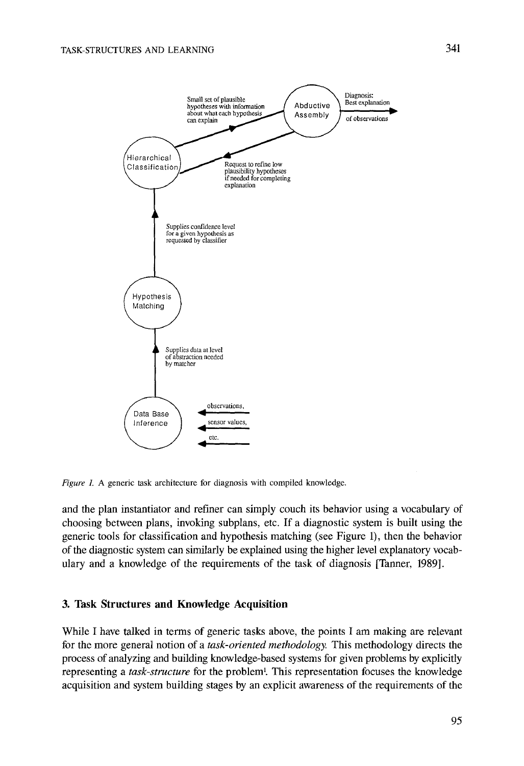*Figure 1.* A generic task architecture for diagnosis with compiled knowledge.

and the plan instantiator and refiner can simply couch its behavior using a vocabulary of choosing between plans, invoking subplans, etc. If a diagnostic system is built using the generic tools for classification and hypothesis matching (see Figure 1), then the behavior of the diagnostic system can similarly be explained using the higher level explanatory vocabulary and a knowledge of the requirements of the task of diagnosis [Tanner, 1989].

## 3. Task Structures and Knowledge Acquisition

While I have talked in terms of generic tasks above, the points I am making are relevant for the more general notion of a *task-oriented methodology.* This methodology directs the process of analyzing and building knowledge-based systems for given problems by explicitly representing a *task-structure* for the problem[1]. This representation focuses the knowledge acquisition and system building stages by an explicit awareness of the requirements of the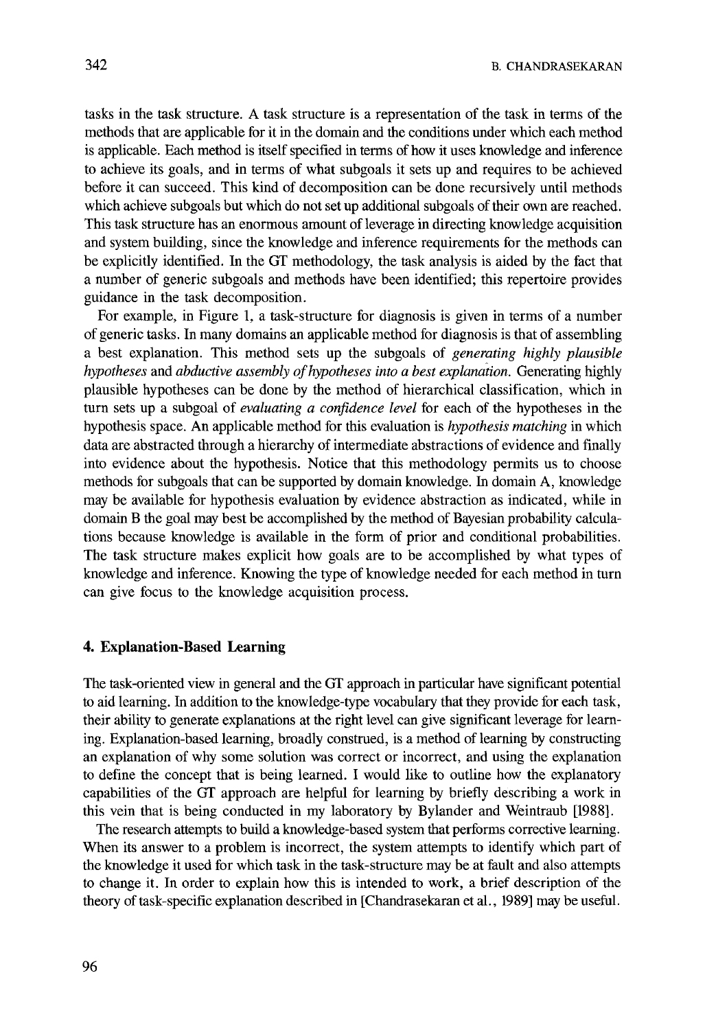tasks in the task structure. A task structure is a representation of the task in terms of the methods that are applicable for it in the domain and the conditions under which each method is applicable. Each method is itself specified in terms of how it uses knowledge and inference to achieve its goals, and in terms of what subgoals it sets up and requires to be achieved before it can succeed. This kind of decomposition can be done recursively until methods which achieve subgoals but which do not set up additional subgoals of their own are reached. This task structure has an enormous amount of leverage in directing knowledge acquisition and system building, since the knowledge and inference requirements for the methods can be explicitly identified. In the GT methodology, the task analysis is aided by the fact that a number of generic subgoals and methods have been identified; this repertoire provides guidance in the task decomposition.

For example, in Figure 1, a task-structure for diagnosis is given in terms of a number of generic tasks. In many domains an applicable method for diagnosis is that of assembling a best explanation. This method sets up the subgoals of *generating highly plausible hypotheses* and *abductive assembly of hypotheses into a best explanation*. Generating highly plausible hypotheses can be done by the method of hierarchical classification, which in turn sets up a subgoal of *evaluating a confidence level* for each of the hypotheses in the hypothesis space. An applicable method for this evaluation is *hypothesis matching* in which data are abstracted through a hierarchy of intermediate abstractions of evidence and finally into evidence about the hypothesis. Notice that this methodology permits us to choose methods for subgoals that can be supported by domain knowledge. In domain A, knowledge may be available for hypothesis evaluation by evidence abstraction as indicated, while in domain B the goal may best be accomplished by the method of Bayesian probability calculations because knowledge is available in the form of prior and conditional probabilities. The task structure makes explicit how goals are to be accomplished by what types of knowledge and inference. Knowing the type of knowledge needed for each method in turn can give focus to the knowledge acquisition process.

## 4. Explanation-Based Learning

The task-oriented view in general and the GT approach in particular have significant potential to aid learning. In addition to the knowledge-type vocabulary that they provide for each task, their ability to generate explanations at the right level can give significant leverage for learning. Explanation-based learning, broadly construed, is a method of learning by constructing an explanation of why some solution was correct or incorrect, and using the explanation to define the concept that is being learned. I would like to outline how the explanatory capabilities of the GT approach are helpful for learning by briefly describing a work in this vein that is being conducted in my laboratory by Bylander and Weintraub [1988].

The research attempts to build a knowledge-based system that performs corrective learning. When its answer to a problem is incorrect, the system attempts to identify which part of the knowledge it used for which task in the task-structure may be at fault and also attempts to change it. In order to explain how this is intended to work, a brief description of the theory of task-specific explanation described in [Chandrasekaran et al., 1989] may be useful.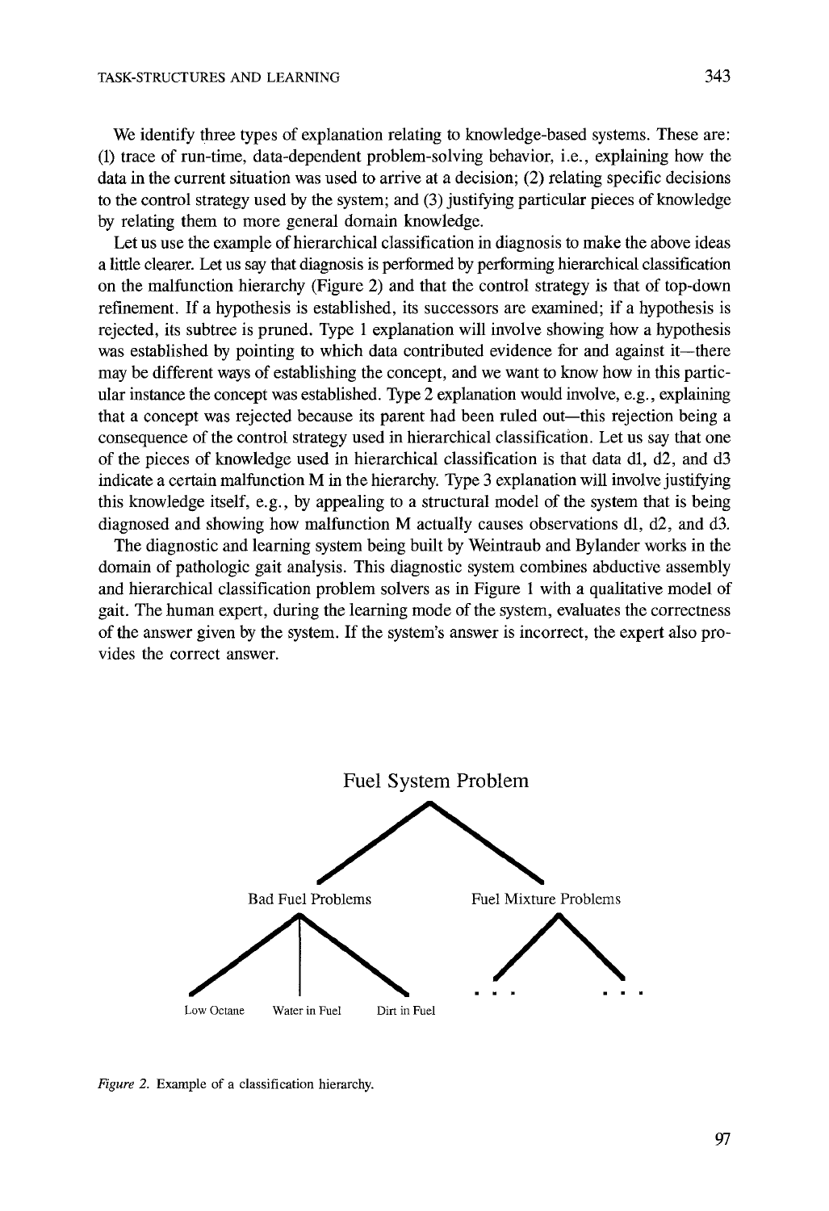We identify three types of explanation relating to knowledge-based systems. These are: (1) trace of run-time, data-dependent problem-solving behavior, i.e., explaining how the data in the current situation was used to arrive at a decision; (2) relating specific decisions to the control strategy used by the system; and (3) justifying particular pieces of knowledge by relating them to more general domain knowledge.

Let us use the example of hierarchical classification in diagnosis to make the above ideas a little clearer. Let us say that diagnosis is performed by performing hierarchical classification on the malfunction hierarchy (Figure 2) and that the control strategy is that of top-down refinement. If a hypothesis is established, its successors are examined; if a hypothesis is rejected, its subtree is pruned. Type 1 explanation will involve showing how a hypothesis was established by pointing to which data contributed evidence for and against it—there may be different ways of establishing the concept, and we want to know how in this particular instance the concept was established. Type 2 explanation would involve, e.g., explaining that a concept was rejected because its parent had been ruled out—this rejection being a consequence of the control strategy used in hierarchical classification. Let us say that one of the pieces of knowledge used in hierarchical classification is that data d1, d2, and d3 indicate a certain malfunction M in the hierarchy. Type 3 explanation will involve justifying this knowledge itself, e.g., by appealing to a structural model of the system that is being diagnosed and showing how malfunction M actually causes observations d1, d2, and d3.

The diagnostic and learning system being built by Weintraub and Bylander works in the domain of pathologic gait analysis. This diagnostic system combines abductive assembly and hierarchical classification problem solvers as in Figure 1 with a qualitative model of gait. The human expert, during the learning mode of the system, evaluates the correctness of the answer given by the system. If the system's answer is incorrect, the expert also provides the correct answer.

```
                    Fuel System Problem
                   /                   \
      Bad Fuel Problems          Fuel Mixture Problems
      /       |        \             /          \
Low Octane  Water in Fuel  Dirt in Fuel   . . .        . . .
```

*Figure 2.* Example of a classification hierarchy.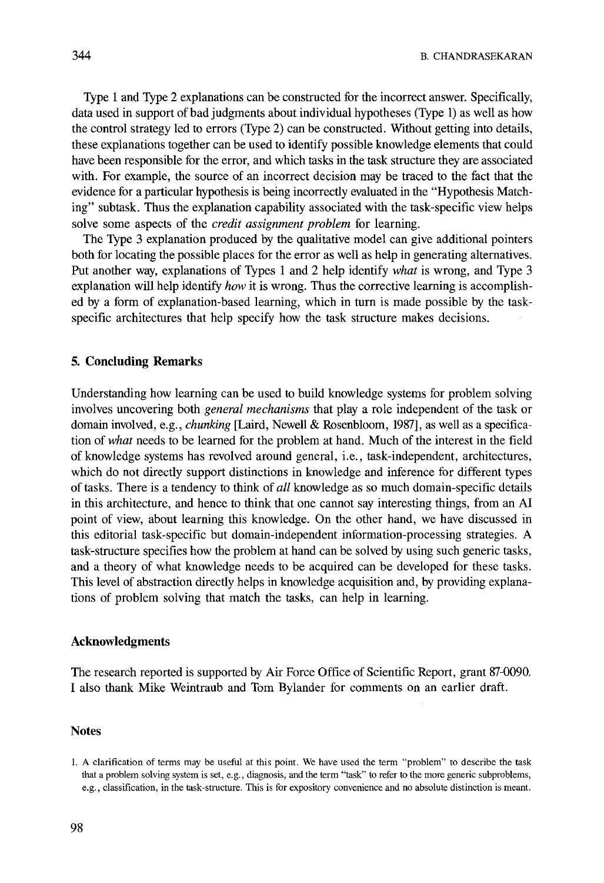Type 1 and Type 2 explanations can be constructed for the incorrect answer. Specifically, data used in support of bad judgments about individual hypotheses (Type 1) as well as how the control strategy led to errors (Type 2) can be constructed. Without getting into details, these explanations together can be used to identify possible knowledge elements that could have been responsible for the error, and which tasks in the task structure they are associated with. For example, the source of an incorrect decision may be traced to the fact that the evidence for a particular hypothesis is being incorrectly evaluated in the "Hypothesis Matching" subtask. Thus the explanation capability associated with the task-specific view helps solve some aspects of the *credit assignment problem* for learning.

The Type 3 explanation produced by the qualitative model can give additional pointers both for locating the possible places for the error as well as help in generating alternatives. Put another way, explanations of Types 1 and 2 help identify *what* is wrong, and Type 3 explanation will help identify *how* it is wrong. Thus the corrective learning is accomplished by a form of explanation-based learning, which in turn is made possible by the task-specific architectures that help specify how the task structure makes decisions.

## 5. Concluding Remarks

Understanding how learning can be used to build knowledge systems for problem solving involves uncovering both *general mechanisms* that play a role independent of the task or domain involved, e.g., *chunking* [Laird, Newell & Rosenbloom, 1987], as well as a specification of *what* needs to be learned for the problem at hand. Much of the interest in the field of knowledge systems has revolved around general, i.e., task-independent, architectures, which do not directly support distinctions in knowledge and inference for different types of tasks. There is a tendency to think of *all* knowledge as so much domain-specific details in this architecture, and hence to think that one cannot say interesting things, from an AI point of view, about learning this knowledge. On the other hand, we have discussed in this editorial task-specific but domain-independent information-processing strategies. A task-structure specifies how the problem at hand can be solved by using such generic tasks, and a theory of what knowledge needs to be acquired can be developed for these tasks. This level of abstraction directly helps in knowledge acquisition and, by providing explanations of problem solving that match the tasks, can help in learning.

## Acknowledgments

The research reported is supported by Air Force Office of Scientific Report, grant 87-0090. I also thank Mike Weintraub and Tom Bylander for comments on an earlier draft.

## Notes

1. A clarification of terms may be useful at this point. We have used the term "problem" to describe the task that a problem solving system is set, e.g., diagnosis, and the term "task" to refer to the more generic subproblems, e.g., classification, in the task-structure. This is for expository convenience and no absolute distinction is meant.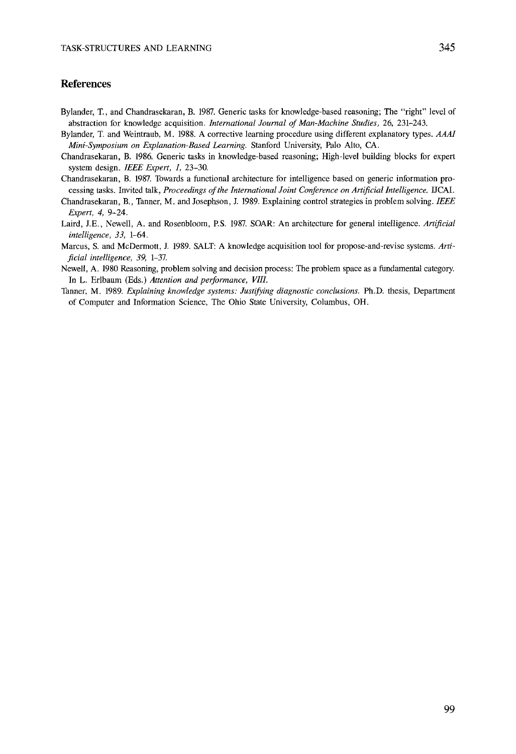## References

Bylander, T., and Chandrasekaran, B. 1987. Generic tasks for knowledge-based reasoning; The "right" level of abstraction for knowledge acquisition. *International Journal of Man-Machine Studies,* 26, 231–243.

Bylander, T. and Weintraub, M. 1988. A corrective learning procedure using different explanatory types. *AAAI Mini-Symposium on Explanation-Based Learning.* Stanford University, Palo Alto, CA.

Chandrasekaran, B. 1986. Generic tasks in knowledge-based reasoning; High-level building blocks for expert system design. *IEEE Expert, 1,* 23–30.

Chandrasekaran, B. 1987. Towards a functional architecture for intelligence based on generic information processing tasks. Invited talk, *Proceedings of the International Joint Conference on Artificial Intelligence.* IJCAI.

Chandrasekaran, B., Tanner, M. and Josephson, J. 1989. Explaining control strategies in problem solving. *IEEE Expert, 4,* 9–24.

Laird, J.E., Newell, A. and Rosenbloom, P.S. 1987. SOAR: An architecture for general intelligence. *Artificial intelligence, 33,* 1–64.

Marcus, S. and McDermott, J. 1989. SALT: A knowledge acquisition tool for propose-and-revise systems. *Artificial intelligence, 39,* 1–37.

Newell, A. 1980 Reasoning, problem solving and decision process: The problem space as a fundamental category. In L. Erlbaum (Eds.) *Attention and performance, VIII.*

Tanner, M. 1989. *Explaining knowledge systems: Justifying diagnostic conclusions.* Ph.D. thesis, Department of Computer and Information Science, The Ohio State University, Columbus, OH.